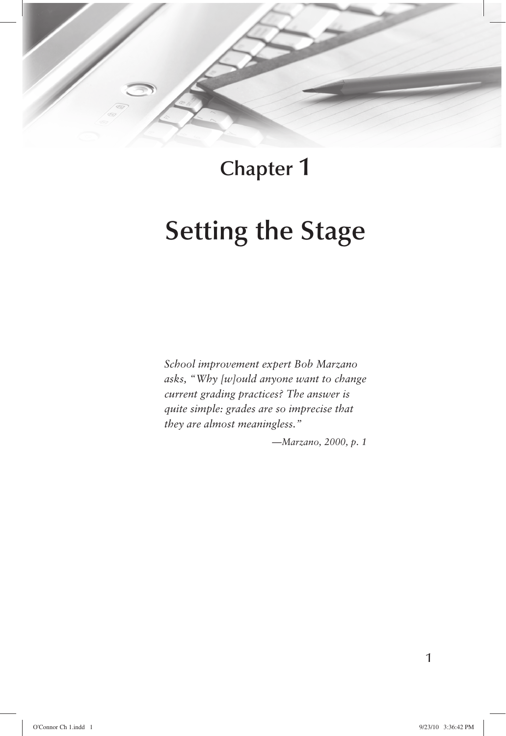# Chapter 1

# Setting the Stage

*School improvement expert Bob Marzano asks, "Why [w]ould anyone want to change current grading practices? The answer is quite simple: grades are so imprecise that they are almost meaningless."*

*—Marzano, 2000, p. 1*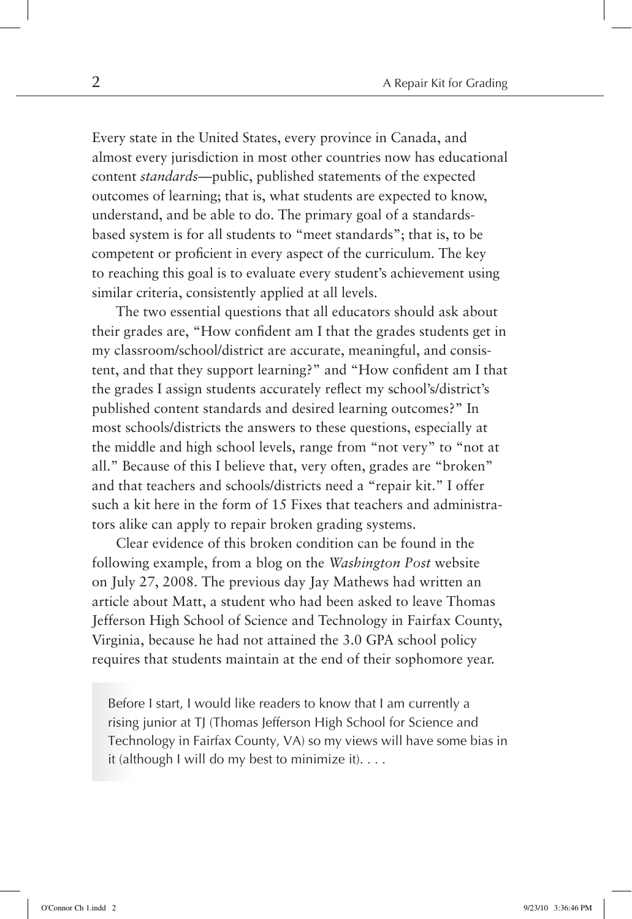Every state in the United States, every province in Canada, and almost every jurisdiction in most other countries now has educational content *standards*—public, published statements of the expected outcomes of learning; that is, what students are expected to know, understand, and be able to do. The primary goal of a standards-based system is for all students to "meet standards"; that is, to be competent or proficient in every aspect of the curriculum. The key to reaching this goal is to evaluate every student's achievement using similar criteria, consistently applied at all levels.

The two essential questions that all educators should ask about their grades are, "How confident am I that the grades students get in my classroom/school/district are accurate, meaningful, and consistent, and that they support learning?" and "How confident am I that the grades I assign students accurately reflect my school's/district's published content standards and desired learning outcomes?" In most schools/districts the answers to these questions, especially at the middle and high school levels, range from "not very" to "not at all." Because of this I believe that, very often, grades are "broken" and that teachers and schools/districts need a "repair kit." I offer such a kit here in the form of 15 Fixes that teachers and administrators alike can apply to repair broken grading systems.

Clear evidence of this broken condition can be found in the following example, from a blog on the *Washington Post* website on July 27, 2008. The previous day Jay Mathews had written an article about Matt, a student who had been asked to leave Thomas Jefferson High School of Science and Technology in Fairfax County, Virginia, because he had not attained the 3.0 GPA school policy requires that students maintain at the end of their sophomore year.

> Before I start, I would like readers to know that I am currently a rising junior at TJ (Thomas Jefferson High School for Science and Technology in Fairfax County, VA) so my views will have some bias in it (although I will do my best to minimize it). . . .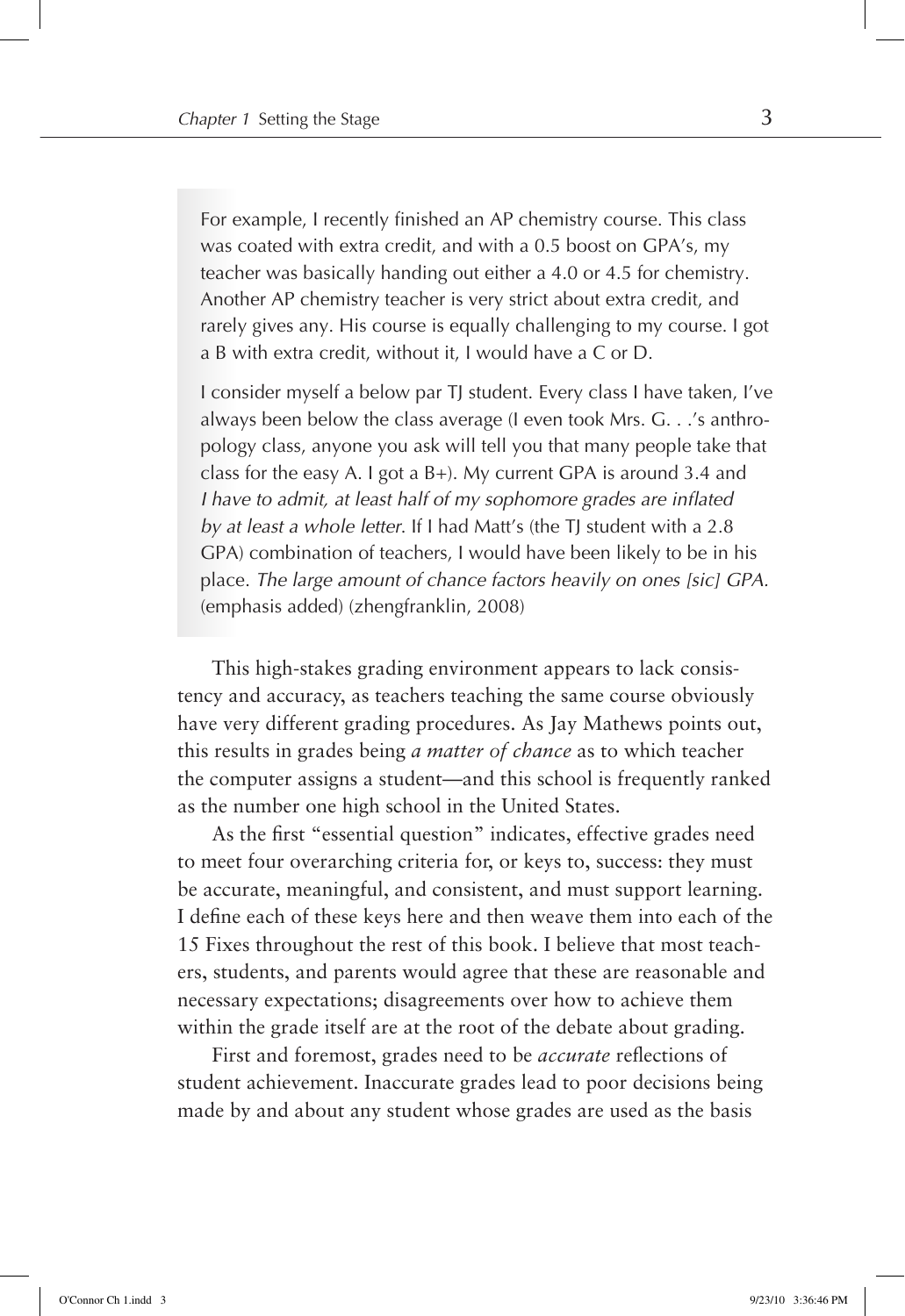> For example, I recently finished an AP chemistry course. This class was coated with extra credit, and with a 0.5 boost on GPA's, my teacher was basically handing out either a 4.0 or 4.5 for chemistry. Another AP chemistry teacher is very strict about extra credit, and rarely gives any. His course is equally challenging to my course. I got a B with extra credit, without it, I would have a C or D.
>
> I consider myself a below par TJ student. Every class I have taken, I've always been below the class average (I even took Mrs. G. . .'s anthropology class, anyone you ask will tell you that many people take that class for the easy A. I got a B+). My current GPA is around 3.4 and *I have to admit, at least half of my sophomore grades are inflated by at least a whole letter*. If I had Matt's (the TJ student with a 2.8 GPA) combination of teachers, I would have been likely to be in his place. *The large amount of chance factors heavily on ones [sic] GPA.* (emphasis added) (zhengfranklin, 2008)

This high-stakes grading environment appears to lack consistency and accuracy, as teachers teaching the same course obviously have very different grading procedures. As Jay Mathews points out, this results in grades being *a matter of chance* as to which teacher the computer assigns a student—and this school is frequently ranked as the number one high school in the United States.

As the first "essential question" indicates, effective grades need to meet four overarching criteria for, or keys to, success: they must be accurate, meaningful, and consistent, and must support learning. I define each of these keys here and then weave them into each of the 15 Fixes throughout the rest of this book. I believe that most teachers, students, and parents would agree that these are reasonable and necessary expectations; disagreements over how to achieve them within the grade itself are at the root of the debate about grading.

First and foremost, grades need to be *accurate* reflections of student achievement. Inaccurate grades lead to poor decisions being made by and about any student whose grades are used as the basis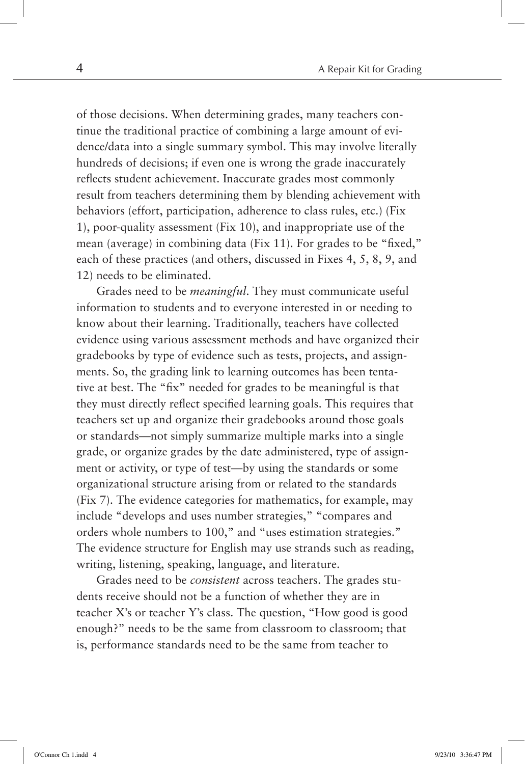of those decisions. When determining grades, many teachers continue the traditional practice of combining a large amount of evidence/data into a single summary symbol. This may involve literally hundreds of decisions; if even one is wrong the grade inaccurately reflects student achievement. Inaccurate grades most commonly result from teachers determining them by blending achievement with behaviors (effort, participation, adherence to class rules, etc.) (Fix 1), poor-quality assessment (Fix 10), and inappropriate use of the mean (average) in combining data (Fix 11). For grades to be "fixed," each of these practices (and others, discussed in Fixes 4, 5, 8, 9, and 12) needs to be eliminated.

Grades need to be *meaningful*. They must communicate useful information to students and to everyone interested in or needing to know about their learning. Traditionally, teachers have collected evidence using various assessment methods and have organized their gradebooks by type of evidence such as tests, projects, and assignments. So, the grading link to learning outcomes has been tentative at best. The "fix" needed for grades to be meaningful is that they must directly reflect specified learning goals. This requires that teachers set up and organize their gradebooks around those goals or standards—not simply summarize multiple marks into a single grade, or organize grades by the date administered, type of assignment or activity, or type of test—by using the standards or some organizational structure arising from or related to the standards (Fix 7). The evidence categories for mathematics, for example, may include "develops and uses number strategies," "compares and orders whole numbers to 100," and "uses estimation strategies." The evidence structure for English may use strands such as reading, writing, listening, speaking, language, and literature.

Grades need to be *consistent* across teachers. The grades students receive should not be a function of whether they are in teacher X's or teacher Y's class. The question, "How good is good enough?" needs to be the same from classroom to classroom; that is, performance standards need to be the same from teacher to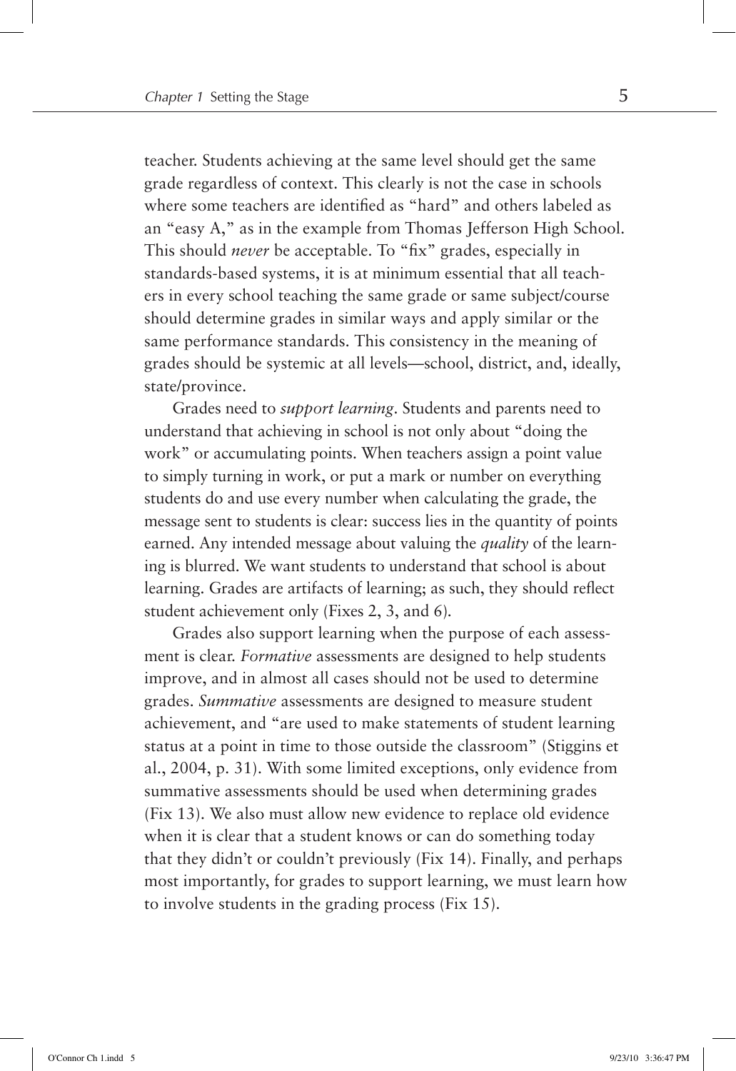teacher. Students achieving at the same level should get the same grade regardless of context. This clearly is not the case in schools where some teachers are identified as "hard" and others labeled as an "easy A," as in the example from Thomas Jefferson High School. This should *never* be acceptable. To "fix" grades, especially in standards-based systems, it is at minimum essential that all teachers in every school teaching the same grade or same subject/course should determine grades in similar ways and apply similar or the same performance standards. This consistency in the meaning of grades should be systemic at all levels—school, district, and, ideally, state/province.

Grades need to *support learning*. Students and parents need to understand that achieving in school is not only about "doing the work" or accumulating points. When teachers assign a point value to simply turning in work, or put a mark or number on everything students do and use every number when calculating the grade, the message sent to students is clear: success lies in the quantity of points earned. Any intended message about valuing the *quality* of the learning is blurred. We want students to understand that school is about learning. Grades are artifacts of learning; as such, they should reflect student achievement only (Fixes 2, 3, and 6).

Grades also support learning when the purpose of each assessment is clear. *Formative* assessments are designed to help students improve, and in almost all cases should not be used to determine grades. *Summative* assessments are designed to measure student achievement, and "are used to make statements of student learning status at a point in time to those outside the classroom" (Stiggins et al., 2004, p. 31). With some limited exceptions, only evidence from summative assessments should be used when determining grades (Fix 13). We also must allow new evidence to replace old evidence when it is clear that a student knows or can do something today that they didn't or couldn't previously (Fix 14). Finally, and perhaps most importantly, for grades to support learning, we must learn how to involve students in the grading process (Fix 15).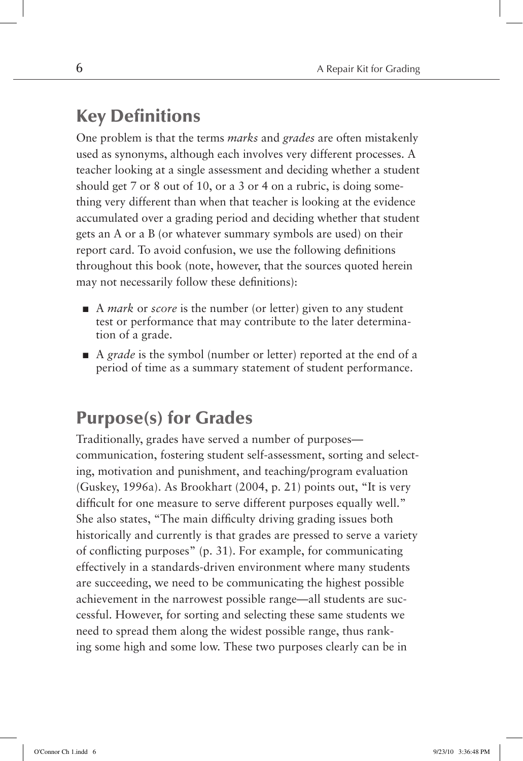## Key Definitions

One problem is that the terms *marks* and *grades* are often mistakenly used as synonyms, although each involves very different processes. A teacher looking at a single assessment and deciding whether a student should get 7 or 8 out of 10, or a 3 or 4 on a rubric, is doing something very different than when that teacher is looking at the evidence accumulated over a grading period and deciding whether that student gets an A or a B (or whatever summary symbols are used) on their report card. To avoid confusion, we use the following definitions throughout this book (note, however, that the sources quoted herein may not necessarily follow these definitions):

- A *mark* or *score* is the number (or letter) given to any student test or performance that may contribute to the later determination of a grade.
- A *grade* is the symbol (number or letter) reported at the end of a period of time as a summary statement of student performance.

## Purpose(s) for Grades

Traditionally, grades have served a number of purposes—communication, fostering student self-assessment, sorting and selecting, motivation and punishment, and teaching/program evaluation (Guskey, 1996a). As Brookhart (2004, p. 21) points out, "It is very difficult for one measure to serve different purposes equally well." She also states, "The main difficulty driving grading issues both historically and currently is that grades are pressed to serve a variety of conflicting purposes" (p. 31). For example, for communicating effectively in a standards-driven environment where many students are succeeding, we need to be communicating the highest possible achievement in the narrowest possible range—all students are successful. However, for sorting and selecting these same students we need to spread them along the widest possible range, thus ranking some high and some low. These two purposes clearly can be in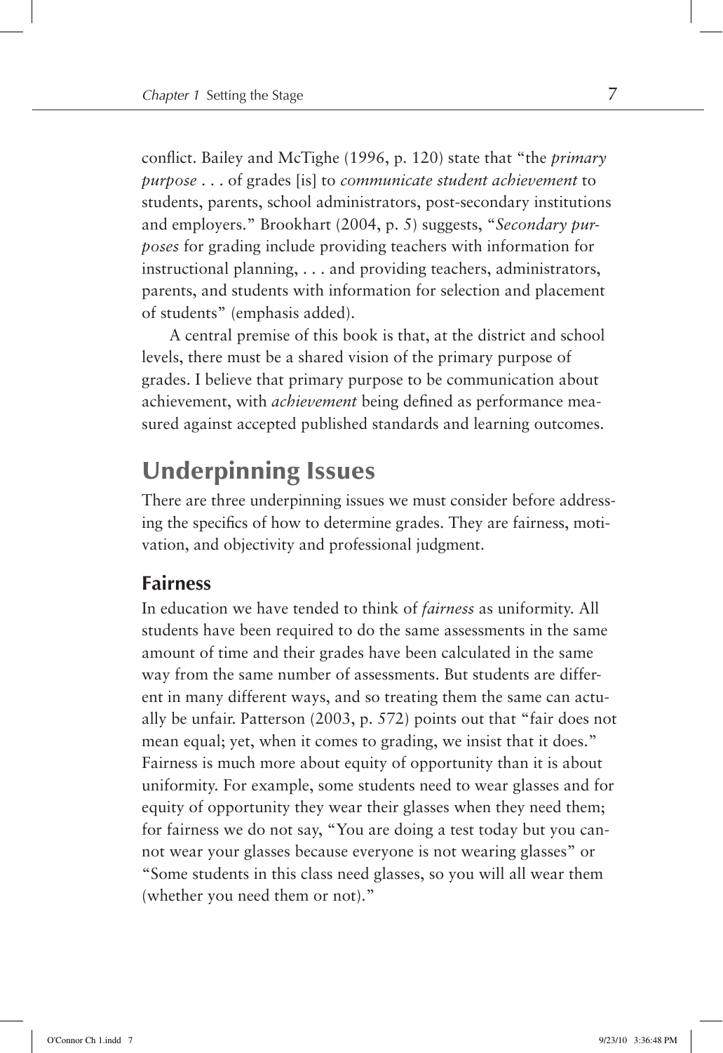conflict. Bailey and McTighe (1996, p. 120) state that "the *primary purpose* . . . of grades [is] to *communicate student achievement* to students, parents, school administrators, post-secondary institutions and employers." Brookhart (2004, p. 5) suggests, "*Secondary purposes* for grading include providing teachers with information for instructional planning, . . . and providing teachers, administrators, parents, and students with information for selection and placement of students" (emphasis added).

A central premise of this book is that, at the district and school levels, there must be a shared vision of the primary purpose of grades. I believe that primary purpose to be communication about achievement, with *achievement* being defined as performance measured against accepted published standards and learning outcomes.

## Underpinning Issues

There are three underpinning issues we must consider before addressing the specifics of how to determine grades. They are fairness, motivation, and objectivity and professional judgment.

### Fairness

In education we have tended to think of *fairness* as uniformity. All students have been required to do the same assessments in the same amount of time and their grades have been calculated in the same way from the same number of assessments. But students are different in many different ways, and so treating them the same can actually be unfair. Patterson (2003, p. 572) points out that "fair does not mean equal; yet, when it comes to grading, we insist that it does." Fairness is much more about equity of opportunity than it is about uniformity. For example, some students need to wear glasses and for equity of opportunity they wear their glasses when they need them; for fairness we do not say, "You are doing a test today but you cannot wear your glasses because everyone is not wearing glasses" or "Some students in this class need glasses, so you will all wear them (whether you need them or not)."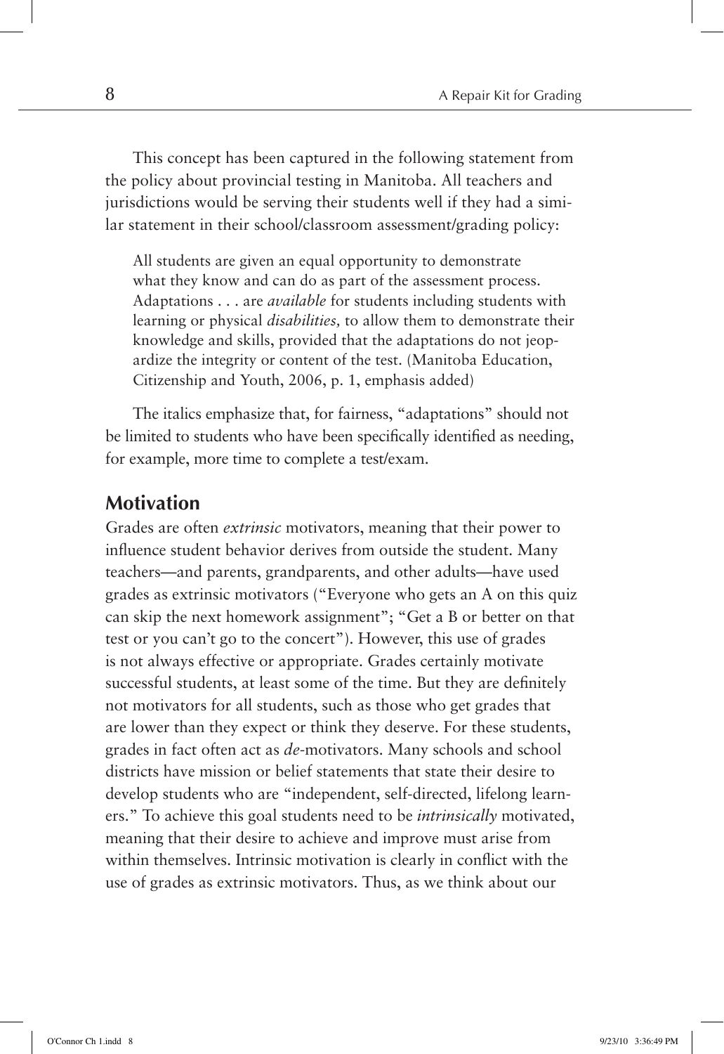This concept has been captured in the following statement from the policy about provincial testing in Manitoba. All teachers and jurisdictions would be serving their students well if they had a similar statement in their school/classroom assessment/grading policy:

> All students are given an equal opportunity to demonstrate what they know and can do as part of the assessment process. Adaptations . . . are *available* for students including students with learning or physical *disabilities,* to allow them to demonstrate their knowledge and skills, provided that the adaptations do not jeopardize the integrity or content of the test. (Manitoba Education, Citizenship and Youth, 2006, p. 1, emphasis added)

The italics emphasize that, for fairness, "adaptations" should not be limited to students who have been specifically identified as needing, for example, more time to complete a test/exam.

## Motivation

Grades are often *extrinsic* motivators, meaning that their power to influence student behavior derives from outside the student. Many teachers—and parents, grandparents, and other adults—have used grades as extrinsic motivators ("Everyone who gets an A on this quiz can skip the next homework assignment"; "Get a B or better on that test or you can't go to the concert"). However, this use of grades is not always effective or appropriate. Grades certainly motivate successful students, at least some of the time. But they are definitely not motivators for all students, such as those who get grades that are lower than they expect or think they deserve. For these students, grades in fact often act as *de*-motivators. Many schools and school districts have mission or belief statements that state their desire to develop students who are "independent, self-directed, lifelong learners." To achieve this goal students need to be *intrinsically* motivated, meaning that their desire to achieve and improve must arise from within themselves. Intrinsic motivation is clearly in conflict with the use of grades as extrinsic motivators. Thus, as we think about our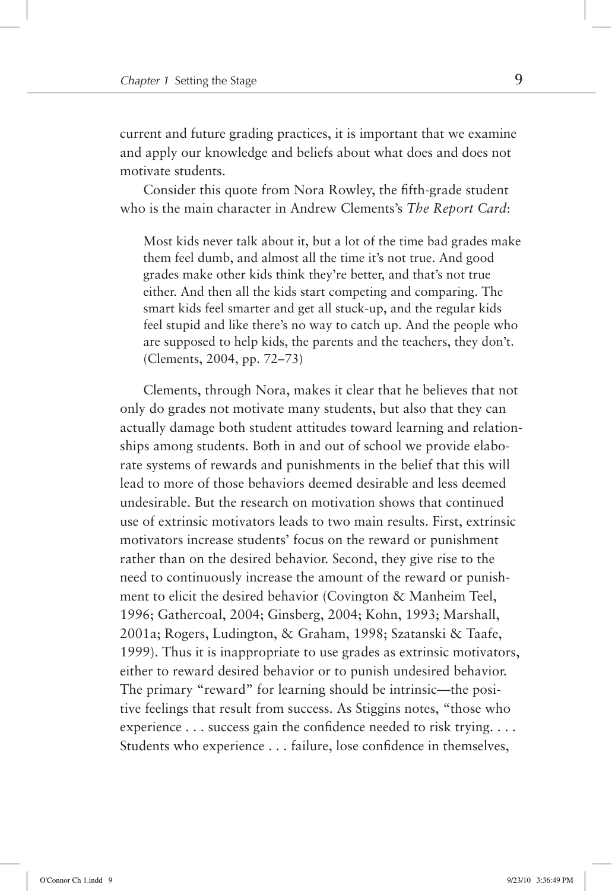current and future grading practices, it is important that we examine and apply our knowledge and beliefs about what does and does not motivate students.

Consider this quote from Nora Rowley, the fifth-grade student who is the main character in Andrew Clements's *The Report Card*:

> Most kids never talk about it, but a lot of the time bad grades make them feel dumb, and almost all the time it's not true. And good grades make other kids think they're better, and that's not true either. And then all the kids start competing and comparing. The smart kids feel smarter and get all stuck-up, and the regular kids feel stupid and like there's no way to catch up. And the people who are supposed to help kids, the parents and the teachers, they don't. (Clements, 2004, pp. 72–73)

Clements, through Nora, makes it clear that he believes that not only do grades not motivate many students, but also that they can actually damage both student attitudes toward learning and relationships among students. Both in and out of school we provide elaborate systems of rewards and punishments in the belief that this will lead to more of those behaviors deemed desirable and less deemed undesirable. But the research on motivation shows that continued use of extrinsic motivators leads to two main results. First, extrinsic motivators increase students' focus on the reward or punishment rather than on the desired behavior. Second, they give rise to the need to continuously increase the amount of the reward or punishment to elicit the desired behavior (Covington & Manheim Teel, 1996; Gathercoal, 2004; Ginsberg, 2004; Kohn, 1993; Marshall, 2001a; Rogers, Ludington, & Graham, 1998; Szatanski & Taafe, 1999). Thus it is inappropriate to use grades as extrinsic motivators, either to reward desired behavior or to punish undesired behavior. The primary "reward" for learning should be intrinsic—the positive feelings that result from success. As Stiggins notes, "those who experience . . . success gain the confidence needed to risk trying. . . . Students who experience . . . failure, lose confidence in themselves,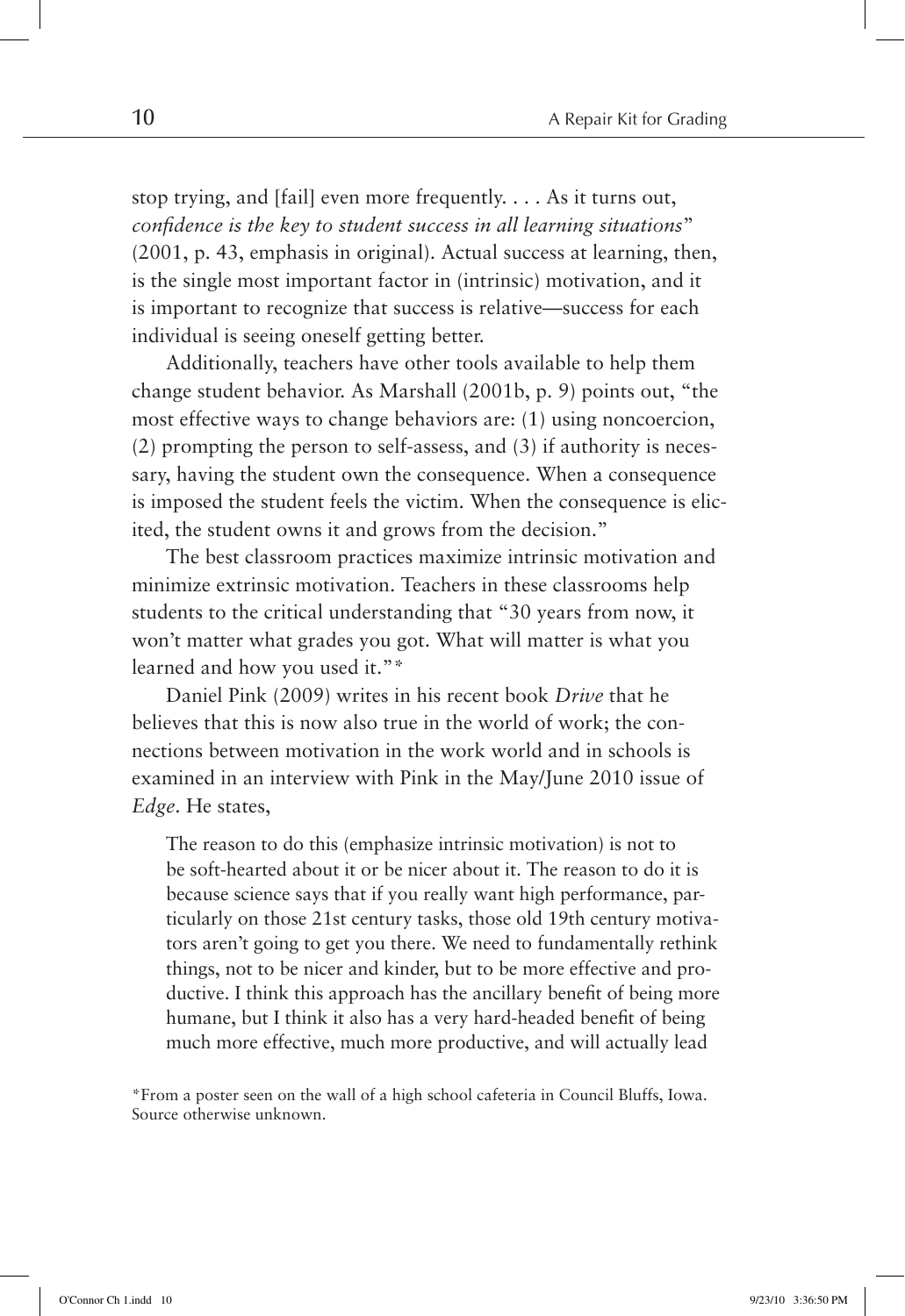stop trying, and [fail] even more frequently. . . . As it turns out, *confidence is the key to student success in all learning situations*" (2001, p. 43, emphasis in original). Actual success at learning, then, is the single most important factor in (intrinsic) motivation, and it is important to recognize that success is relative—success for each individual is seeing oneself getting better.

Additionally, teachers have other tools available to help them change student behavior. As Marshall (2001b, p. 9) points out, "the most effective ways to change behaviors are: (1) using noncoercion, (2) prompting the person to self-assess, and (3) if authority is necessary, having the student own the consequence. When a consequence is imposed the student feels the victim. When the consequence is elicited, the student owns it and grows from the decision."

The best classroom practices maximize intrinsic motivation and minimize extrinsic motivation. Teachers in these classrooms help students to the critical understanding that "30 years from now, it won't matter what grades you got. What will matter is what you learned and how you used it."*

Daniel Pink (2009) writes in his recent book *Drive* that he believes that this is now also true in the world of work; the connections between motivation in the work world and in schools is examined in an interview with Pink in the May/June 2010 issue of *Edge*. He states,

> The reason to do this (emphasize intrinsic motivation) is not to be soft-hearted about it or be nicer about it. The reason to do it is because science says that if you really want high performance, particularly on those 21st century tasks, those old 19th century motivators aren't going to get you there. We need to fundamentally rethink things, not to be nicer and kinder, but to be more effective and productive. I think this approach has the ancillary benefit of being more humane, but I think it also has a very hard-headed benefit of being much more effective, much more productive, and will actually lead

*From a poster seen on the wall of a high school cafeteria in Council Bluffs, Iowa. Source otherwise unknown.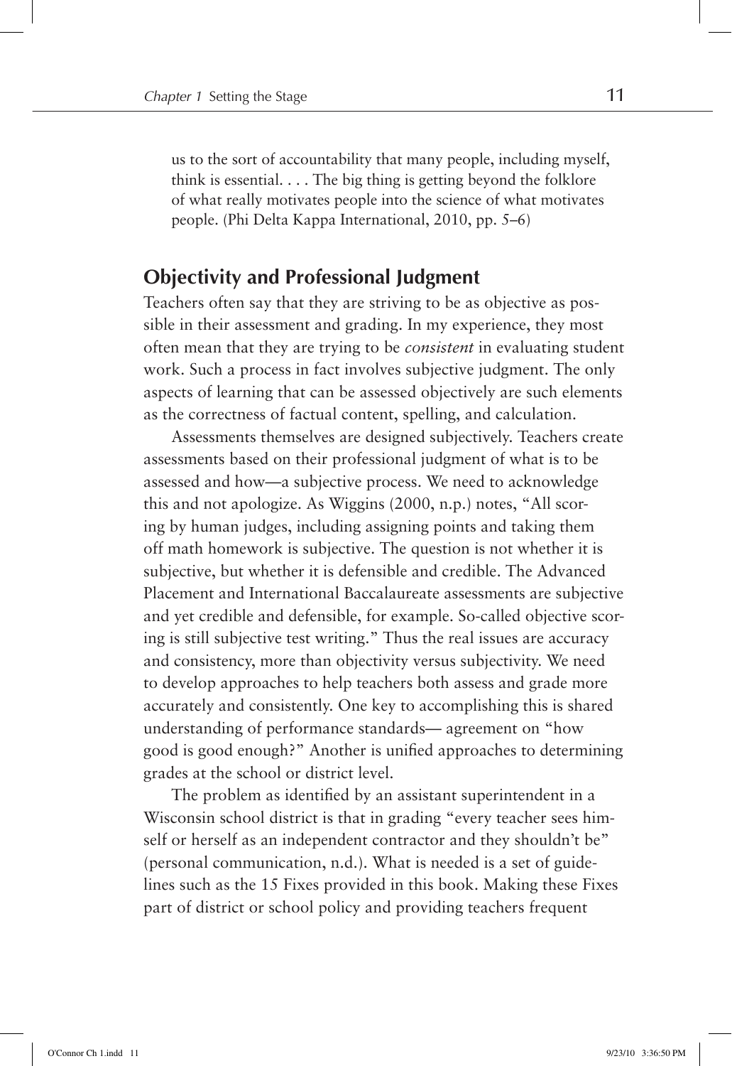us to the sort of accountability that many people, including myself, think is essential. . . . The big thing is getting beyond the folklore of what really motivates people into the science of what motivates people. (Phi Delta Kappa International, 2010, pp. 5–6)

## Objectivity and Professional Judgment

Teachers often say that they are striving to be as objective as possible in their assessment and grading. In my experience, they most often mean that they are trying to be *consistent* in evaluating student work. Such a process in fact involves subjective judgment. The only aspects of learning that can be assessed objectively are such elements as the correctness of factual content, spelling, and calculation.

Assessments themselves are designed subjectively. Teachers create assessments based on their professional judgment of what is to be assessed and how—a subjective process. We need to acknowledge this and not apologize. As Wiggins (2000, n.p.) notes, "All scoring by human judges, including assigning points and taking them off math homework is subjective. The question is not whether it is subjective, but whether it is defensible and credible. The Advanced Placement and International Baccalaureate assessments are subjective and yet credible and defensible, for example. So-called objective scoring is still subjective test writing." Thus the real issues are accuracy and consistency, more than objectivity versus subjectivity. We need to develop approaches to help teachers both assess and grade more accurately and consistently. One key to accomplishing this is shared understanding of performance standards— agreement on "how good is good enough?" Another is unified approaches to determining grades at the school or district level.

The problem as identified by an assistant superintendent in a Wisconsin school district is that in grading "every teacher sees himself or herself as an independent contractor and they shouldn't be" (personal communication, n.d.). What is needed is a set of guidelines such as the 15 Fixes provided in this book. Making these Fixes part of district or school policy and providing teachers frequent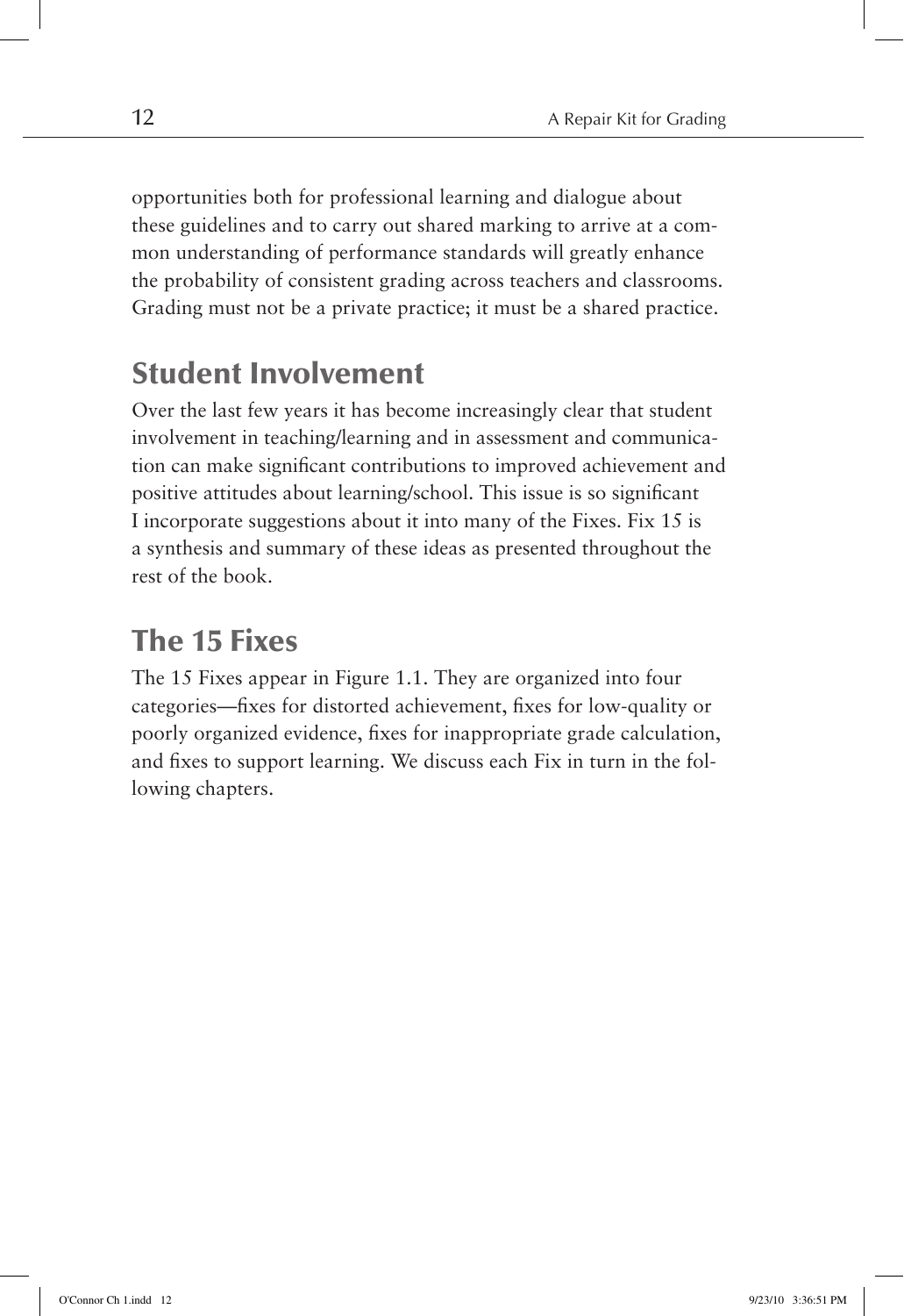opportunities both for professional learning and dialogue about these guidelines and to carry out shared marking to arrive at a common understanding of performance standards will greatly enhance the probability of consistent grading across teachers and classrooms. Grading must not be a private practice; it must be a shared practice.

## Student Involvement

Over the last few years it has become increasingly clear that student involvement in teaching/learning and in assessment and communication can make significant contributions to improved achievement and positive attitudes about learning/school. This issue is so significant I incorporate suggestions about it into many of the Fixes. Fix 15 is a synthesis and summary of these ideas as presented throughout the rest of the book.

## The 15 Fixes

The 15 Fixes appear in Figure 1.1. They are organized into four categories—fixes for distorted achievement, fixes for low-quality or poorly organized evidence, fixes for inappropriate grade calculation, and fixes to support learning. We discuss each Fix in turn in the following chapters.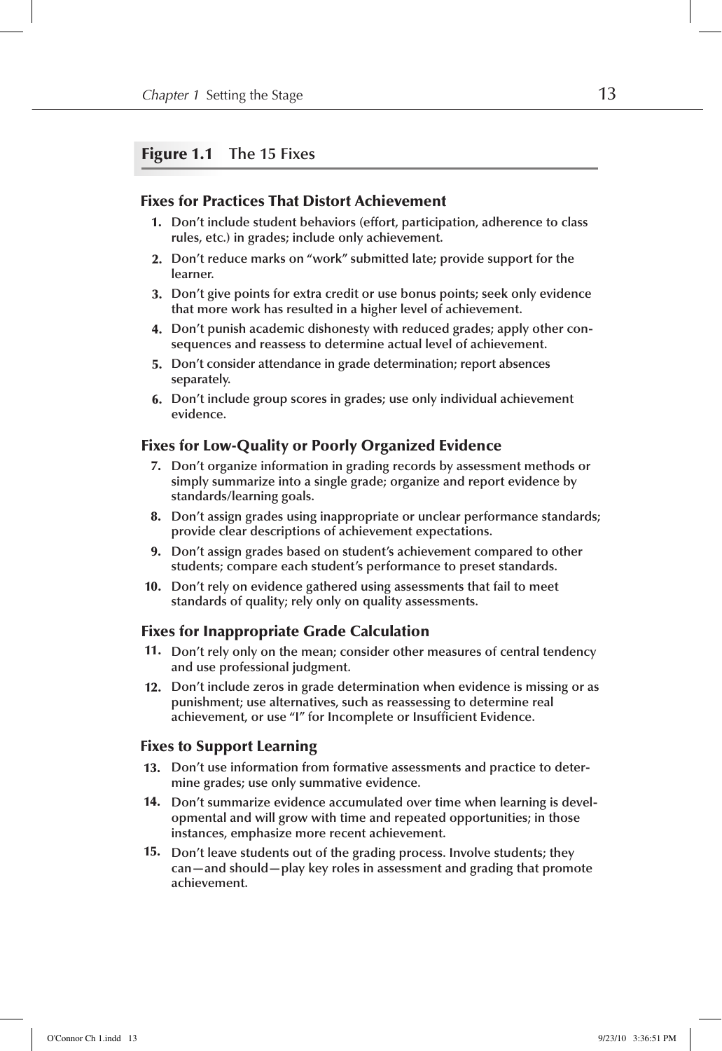**Figure 1.1** The 15 Fixes

### Fixes for Practices That Distort Achievement

1. Don't include student behaviors (effort, participation, adherence to class rules, etc.) in grades; include only achievement.
2. Don't reduce marks on "work" submitted late; provide support for the learner.
3. Don't give points for extra credit or use bonus points; seek only evidence that more work has resulted in a higher level of achievement.
4. Don't punish academic dishonesty with reduced grades; apply other consequences and reassess to determine actual level of achievement.
5. Don't consider attendance in grade determination; report absences separately.
6. Don't include group scores in grades; use only individual achievement evidence.

### Fixes for Low-Quality or Poorly Organized Evidence

7. Don't organize information in grading records by assessment methods or simply summarize into a single grade; organize and report evidence by standards/learning goals.
8. Don't assign grades using inappropriate or unclear performance standards; provide clear descriptions of achievement expectations.
9. Don't assign grades based on student's achievement compared to other students; compare each student's performance to preset standards.
10. Don't rely on evidence gathered using assessments that fail to meet standards of quality; rely only on quality assessments.

### Fixes for Inappropriate Grade Calculation

11. Don't rely only on the mean; consider other measures of central tendency and use professional judgment.
12. Don't include zeros in grade determination when evidence is missing or as punishment; use alternatives, such as reassessing to determine real achievement, or use "I" for Incomplete or Insufficient Evidence.

### Fixes to Support Learning

13. Don't use information from formative assessments and practice to determine grades; use only summative evidence.
14. Don't summarize evidence accumulated over time when learning is developmental and will grow with time and repeated opportunities; in those instances, emphasize more recent achievement.
15. Don't leave students out of the grading process. Involve students; they can—and should—play key roles in assessment and grading that promote achievement.